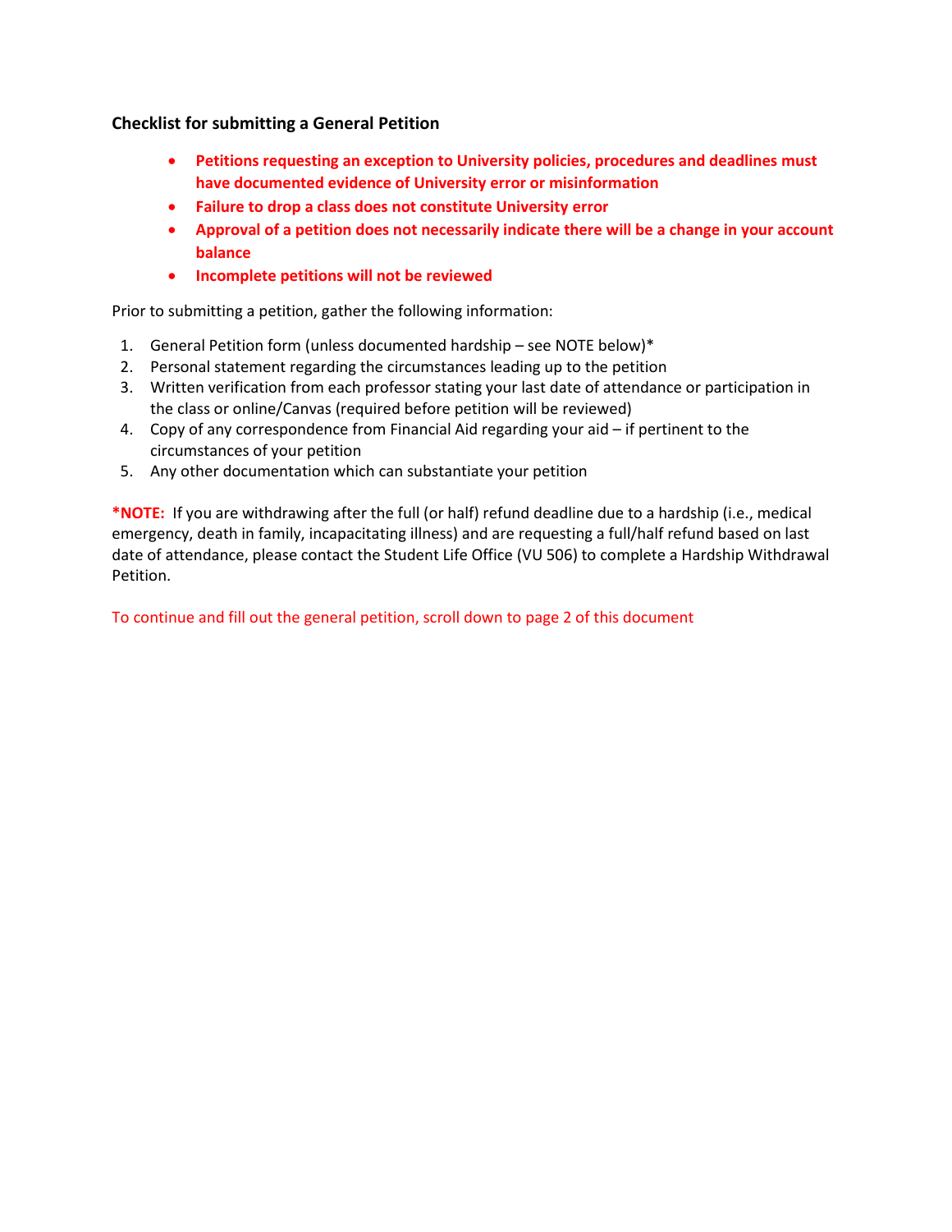### Checklist for submitting a General Petition

- **Petitions requesting an exception to University policies, procedures and deadlines must have documented evidence of University error or misinformation**
- **Failure to drop a class does not constitute University error**
- **Approval of a petition does not necessarily indicate there will be a change in your account balance**
- **Incomplete petitions will not be reviewed**

Prior to submitting a petition, gather the following information:

1. General Petition form (unless documented hardship – see NOTE below)*
2. Personal statement regarding the circumstances leading up to the petition
3. Written verification from each professor stating your last date of attendance or participation in the class or online/Canvas (required before petition will be reviewed)
4. Copy of any correspondence from Financial Aid regarding your aid – if pertinent to the circumstances of your petition
5. Any other documentation which can substantiate your petition

**\*NOTE:** If you are withdrawing after the full (or half) refund deadline due to a hardship (i.e., medical emergency, death in family, incapacitating illness) and are requesting a full/half refund based on last date of attendance, please contact the Student Life Office (VU 506) to complete a Hardship Withdrawal Petition.

To continue and fill out the general petition, scroll down to page 2 of this document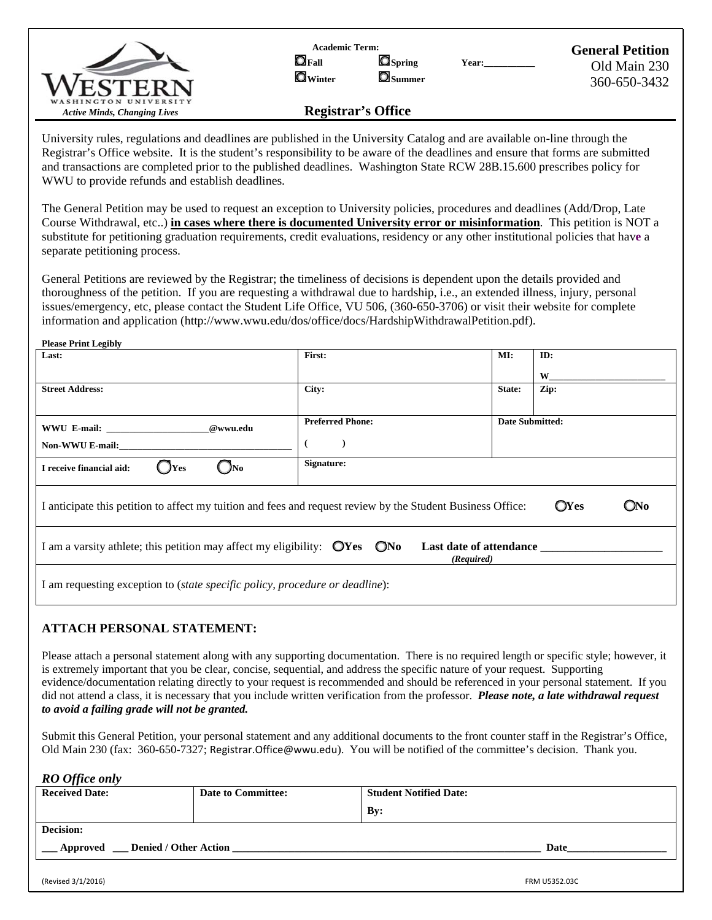WESTERN WASHINGTON UNIVERSITY
*Active Minds, Changing Lives*

**Academic Term:**
○ **Fall** ○ **Spring** **Year:__________**
○ **Winter** ○ **Summer**

**Registrar's Office**

**General Petition**
Old Main 230
360-650-3432

University rules, regulations and deadlines are published in the University Catalog and are available on-line through the Registrar's Office website. It is the student's responsibility to be aware of the deadlines and ensure that forms are submitted and transactions are completed prior to the published deadlines. Washington State RCW 28B.15.600 prescribes policy for WWU to provide refunds and establish deadlines.

The General Petition may be used to request an exception to University policies, procedures and deadlines (Add/Drop, Late Course Withdrawal, etc..) **in cases where there is documented University error or misinformation**. This petition is NOT a substitute for petitioning graduation requirements, credit evaluations, residency or any other institutional policies that have a separate petitioning process.

General Petitions are reviewed by the Registrar; the timeliness of decisions is dependent upon the details provided and thoroughness of the petition. If you are requesting a withdrawal due to hardship, i.e., an extended illness, injury, personal issues/emergency, etc, please contact the Student Life Office, VU 506, (360-650-3706) or visit their website for complete information and application (http://www.wwu.edu/dos/office/docs/HardshipWithdrawalPetition.pdf).

**Please Print Legibly**

| | | | |
|---|---|---|---|
| **Last:** | **First:** | **MI:** | **ID:** W________________________ |
| **Street Address:** | **City:** | **State:** | **Zip:** |
| **WWU E-mail:** ____________________@wwu.edu<br>**Non-WWU E-mail:**______________________________ | **Preferred Phone:**<br>( ) | **Date Submitted:** | |
| **I receive financial aid:** ○ Yes ○ No | **Signature:** | | |

I anticipate this petition to affect my tuition and fees and request review by the Student Business Office: ○ **Yes** ○ **No**

I am a varsity athlete; this petition may affect my eligibility: ○ **Yes** ○ **No** **Last date of attendance** ____________________ ***(Required)***

I am requesting exception to (*state specific policy, procedure or deadline*):

## ATTACH PERSONAL STATEMENT:

Please attach a personal statement along with any supporting documentation. There is no required length or specific style; however, it is extremely important that you be clear, concise, sequential, and address the specific nature of your request. Supporting evidence/documentation relating directly to your request is recommended and should be referenced in your personal statement. If you did not attend a class, it is necessary that you include written verification from the professor. ***Please note, a late withdrawal request to avoid a failing grade will not be granted.***

Submit this General Petition, your personal statement and any additional documents to the front counter staff in the Registrar's Office, Old Main 230 (fax: 360-650-7327; Registrar.Office@wwu.edu). You will be notified of the committee's decision. Thank you.

***RO Office only***

| | | |
|---|---|---|
| **Received Date:** | **Date to Committee:** | **Student Notified Date:**<br>**By:** |
| **Decision:**<br>___ **Approved** ___ **Denied / Other Action** ____________________________________________ **Date**________________ | | |

(Revised 3/1/2016) FRM U5352.03C